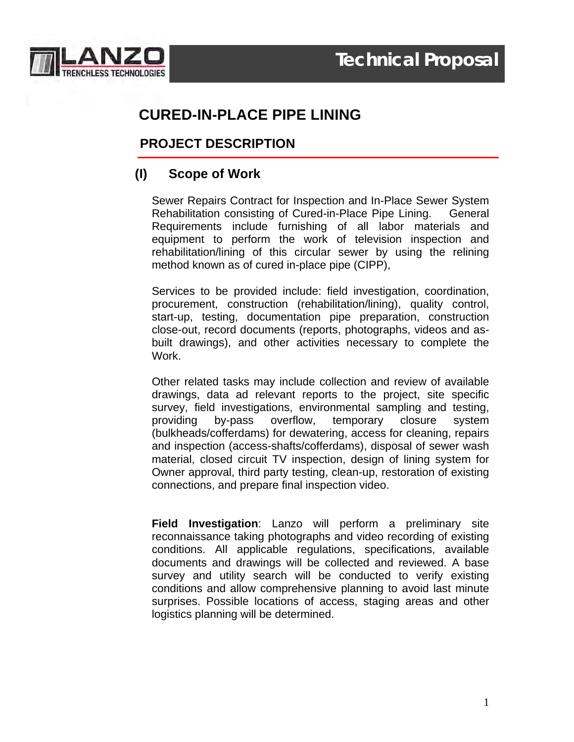# Technical Proposal

## CURED-IN-PLACE PIPE LINING

### PROJECT DESCRIPTION

### (I) Scope of Work

Sewer Repairs Contract for Inspection and In-Place Sewer System Rehabilitation consisting of Cured-in-Place Pipe Lining. General Requirements include furnishing of all labor materials and equipment to perform the work of television inspection and rehabilitation/lining of this circular sewer by using the relining method known as of cured in-place pipe (CIPP),

Services to be provided include: field investigation, coordination, procurement, construction (rehabilitation/lining), quality control, start-up, testing, documentation pipe preparation, construction close-out, record documents (reports, photographs, videos and as-built drawings), and other activities necessary to complete the Work.

Other related tasks may include collection and review of available drawings, data ad relevant reports to the project, site specific survey, field investigations, environmental sampling and testing, providing by-pass overflow, temporary closure system (bulkheads/cofferdams) for dewatering, access for cleaning, repairs and inspection (access-shafts/cofferdams), disposal of sewer wash material, closed circuit TV inspection, design of lining system for Owner approval, third party testing, clean-up, restoration of existing connections, and prepare final inspection video.

**Field Investigation**: Lanzo will perform a preliminary site reconnaissance taking photographs and video recording of existing conditions. All applicable regulations, specifications, available documents and drawings will be collected and reviewed. A base survey and utility search will be conducted to verify existing conditions and allow comprehensive planning to avoid last minute surprises. Possible locations of access, staging areas and other logistics planning will be determined.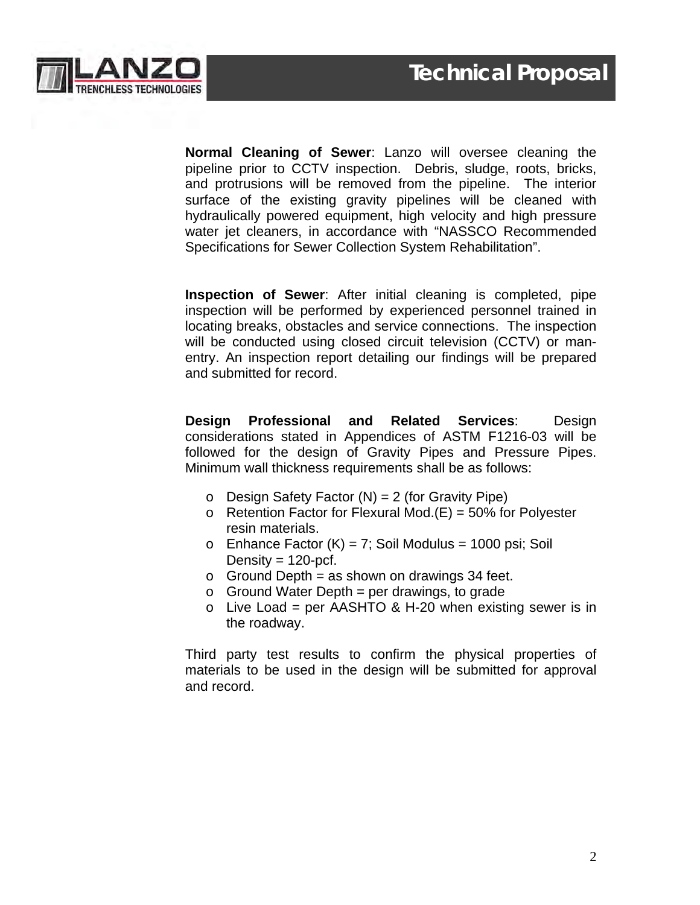**Normal Cleaning of Sewer**: Lanzo will oversee cleaning the pipeline prior to CCTV inspection. Debris, sludge, roots, bricks, and protrusions will be removed from the pipeline. The interior surface of the existing gravity pipelines will be cleaned with hydraulically powered equipment, high velocity and high pressure water jet cleaners, in accordance with "NASSCO Recommended Specifications for Sewer Collection System Rehabilitation".

**Inspection of Sewer**: After initial cleaning is completed, pipe inspection will be performed by experienced personnel trained in locating breaks, obstacles and service connections. The inspection will be conducted using closed circuit television (CCTV) or man-entry. An inspection report detailing our findings will be prepared and submitted for record.

**Design Professional and Related Services**: Design considerations stated in Appendices of ASTM F1216-03 will be followed for the design of Gravity Pipes and Pressure Pipes. Minimum wall thickness requirements shall be as follows:

- Design Safety Factor (N) = 2 (for Gravity Pipe)
- Retention Factor for Flexural Mod.(E) = 50% for Polyester resin materials.
- Enhance Factor (K) = 7; Soil Modulus = 1000 psi; Soil Density = 120-pcf.
- Ground Depth = as shown on drawings 34 feet.
- Ground Water Depth = per drawings, to grade
- Live Load = per AASHTO & H-20 when existing sewer is in the roadway.

Third party test results to confirm the physical properties of materials to be used in the design will be submitted for approval and record.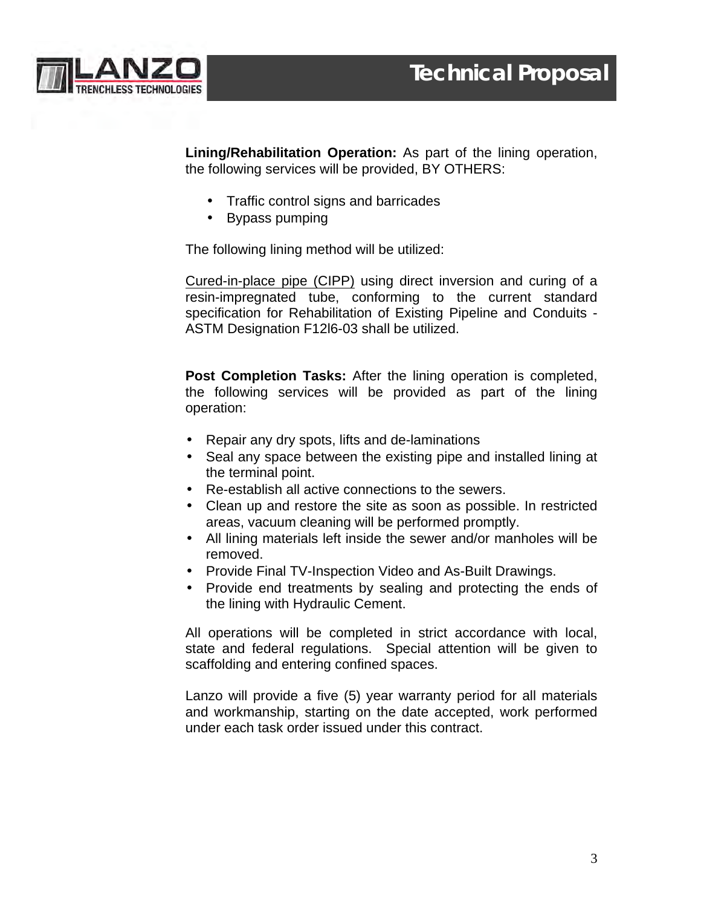**Lining/Rehabilitation Operation:** As part of the lining operation, the following services will be provided, BY OTHERS:

- Traffic control signs and barricades
- Bypass pumping

The following lining method will be utilized:

Cured-in-place pipe (CIPP) using direct inversion and curing of a resin-impregnated tube, conforming to the current standard specification for Rehabilitation of Existing Pipeline and Conduits - ASTM Designation F12l6-03 shall be utilized.

**Post Completion Tasks:** After the lining operation is completed, the following services will be provided as part of the lining operation:

- Repair any dry spots, lifts and de-laminations
- Seal any space between the existing pipe and installed lining at the terminal point.
- Re-establish all active connections to the sewers.
- Clean up and restore the site as soon as possible. In restricted areas, vacuum cleaning will be performed promptly.
- All lining materials left inside the sewer and/or manholes will be removed.
- Provide Final TV-Inspection Video and As-Built Drawings.
- Provide end treatments by sealing and protecting the ends of the lining with Hydraulic Cement.

All operations will be completed in strict accordance with local, state and federal regulations. Special attention will be given to scaffolding and entering confined spaces.

Lanzo will provide a five (5) year warranty period for all materials and workmanship, starting on the date accepted, work performed under each task order issued under this contract.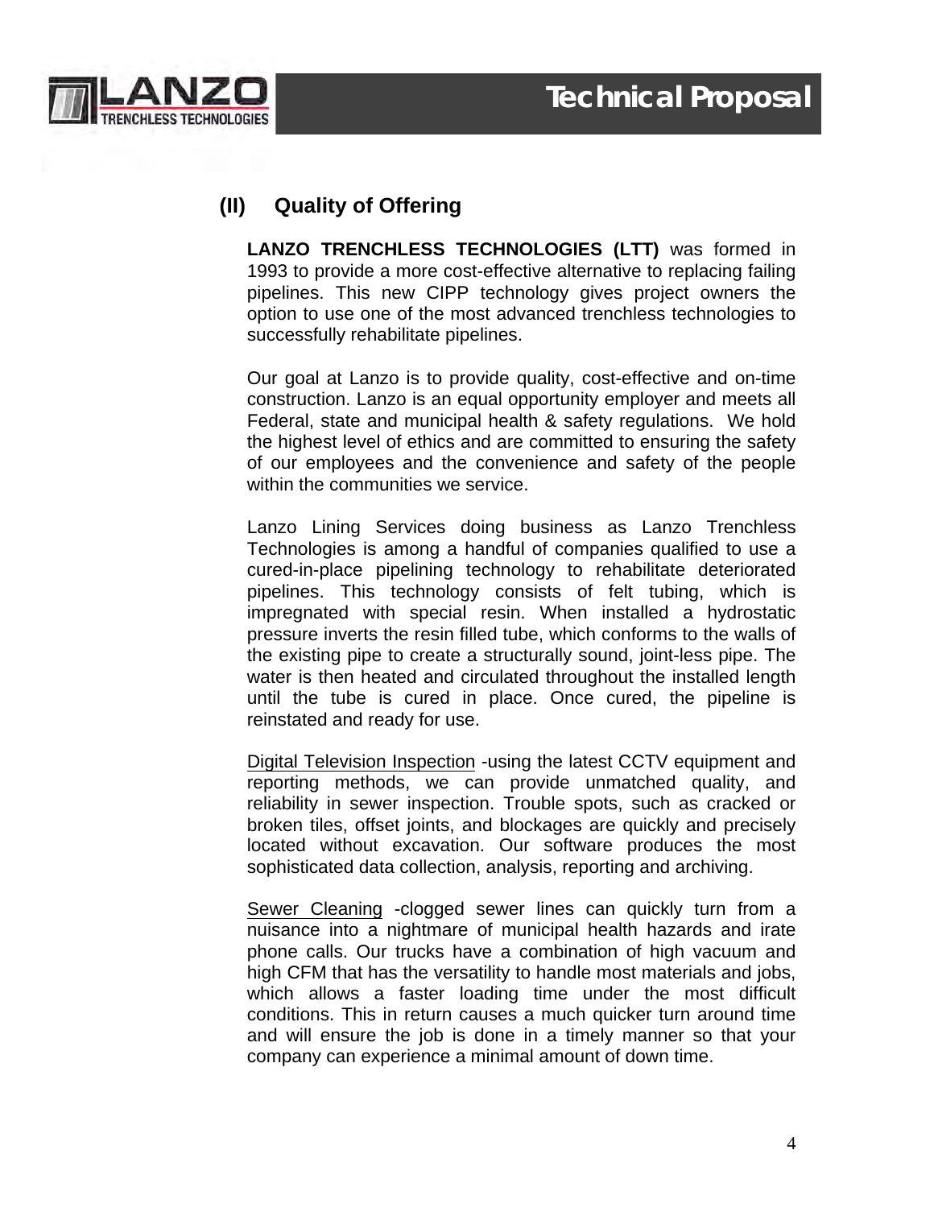## (II) Quality of Offering

**LANZO TRENCHLESS TECHNOLOGIES (LTT)** was formed in 1993 to provide a more cost-effective alternative to replacing failing pipelines. This new CIPP technology gives project owners the option to use one of the most advanced trenchless technologies to successfully rehabilitate pipelines.

Our goal at Lanzo is to provide quality, cost-effective and on-time construction. Lanzo is an equal opportunity employer and meets all Federal, state and municipal health & safety regulations. We hold the highest level of ethics and are committed to ensuring the safety of our employees and the convenience and safety of the people within the communities we service.

Lanzo Lining Services doing business as Lanzo Trenchless Technologies is among a handful of companies qualified to use a cured-in-place pipelining technology to rehabilitate deteriorated pipelines. This technology consists of felt tubing, which is impregnated with special resin. When installed a hydrostatic pressure inverts the resin filled tube, which conforms to the walls of the existing pipe to create a structurally sound, joint-less pipe. The water is then heated and circulated throughout the installed length until the tube is cured in place. Once cured, the pipeline is reinstated and ready for use.

<u>Digital Television Inspection</u> -using the latest CCTV equipment and reporting methods, we can provide unmatched quality, and reliability in sewer inspection. Trouble spots, such as cracked or broken tiles, offset joints, and blockages are quickly and precisely located without excavation. Our software produces the most sophisticated data collection, analysis, reporting and archiving.

<u>Sewer Cleaning</u> -clogged sewer lines can quickly turn from a nuisance into a nightmare of municipal health hazards and irate phone calls. Our trucks have a combination of high vacuum and high CFM that has the versatility to handle most materials and jobs, which allows a faster loading time under the most difficult conditions. This in return causes a much quicker turn around time and will ensure the job is done in a timely manner so that your company can experience a minimal amount of down time.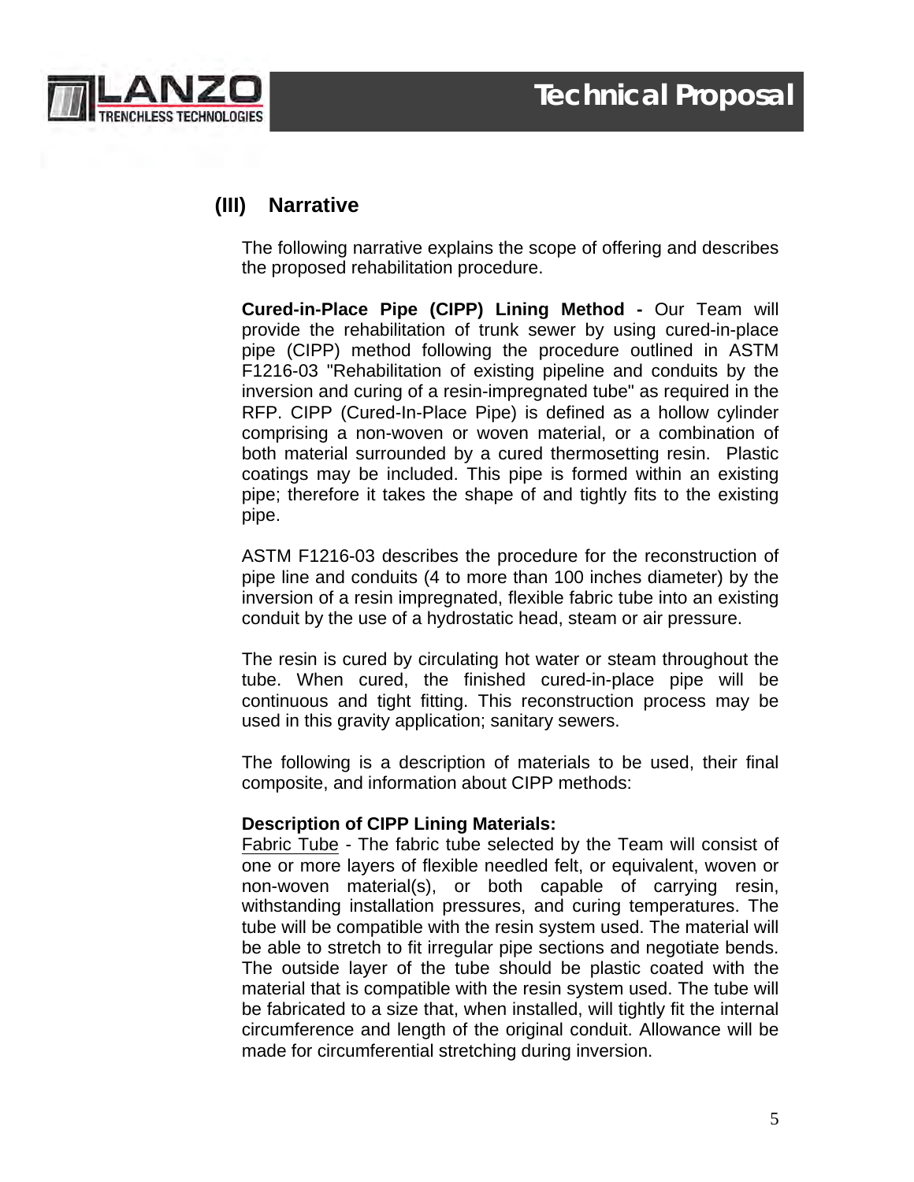## (III) Narrative

The following narrative explains the scope of offering and describes the proposed rehabilitation procedure.

**Cured-in-Place Pipe (CIPP) Lining Method -** Our Team will provide the rehabilitation of trunk sewer by using cured-in-place pipe (CIPP) method following the procedure outlined in ASTM F1216-03 "Rehabilitation of existing pipeline and conduits by the inversion and curing of a resin-impregnated tube" as required in the RFP. CIPP (Cured-In-Place Pipe) is defined as a hollow cylinder comprising a non-woven or woven material, or a combination of both material surrounded by a cured thermosetting resin. Plastic coatings may be included. This pipe is formed within an existing pipe; therefore it takes the shape of and tightly fits to the existing pipe.

ASTM F1216-03 describes the procedure for the reconstruction of pipe line and conduits (4 to more than 100 inches diameter) by the inversion of a resin impregnated, flexible fabric tube into an existing conduit by the use of a hydrostatic head, steam or air pressure.

The resin is cured by circulating hot water or steam throughout the tube. When cured, the finished cured-in-place pipe will be continuous and tight fitting. This reconstruction process may be used in this gravity application; sanitary sewers.

The following is a description of materials to be used, their final composite, and information about CIPP methods:

**Description of CIPP Lining Materials:**

Fabric Tube - The fabric tube selected by the Team will consist of one or more layers of flexible needled felt, or equivalent, woven or non-woven material(s), or both capable of carrying resin, withstanding installation pressures, and curing temperatures. The tube will be compatible with the resin system used. The material will be able to stretch to fit irregular pipe sections and negotiate bends. The outside layer of the tube should be plastic coated with the material that is compatible with the resin system used. The tube will be fabricated to a size that, when installed, will tightly fit the internal circumference and length of the original conduit. Allowance will be made for circumferential stretching during inversion.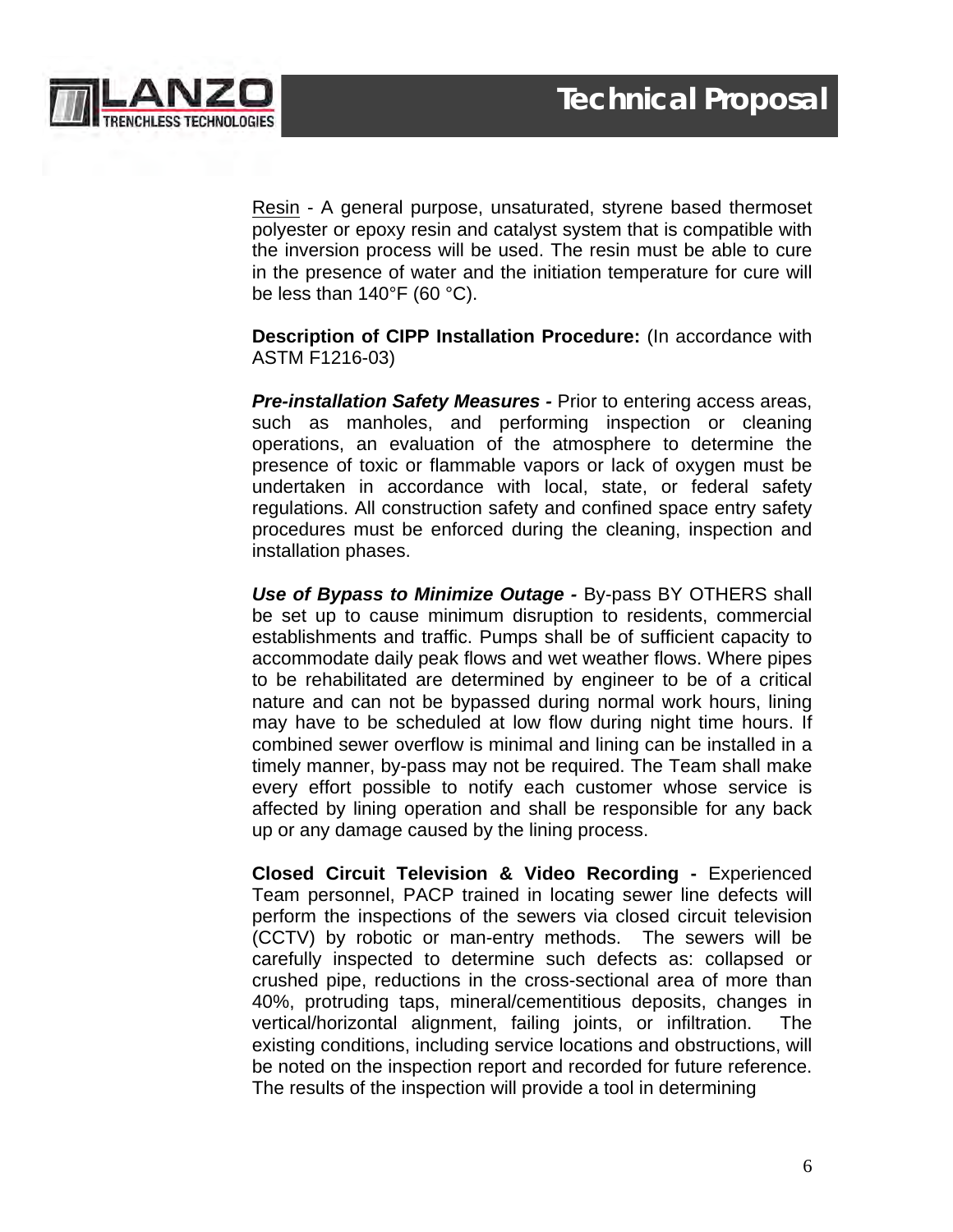Resin - A general purpose, unsaturated, styrene based thermoset polyester or epoxy resin and catalyst system that is compatible with the inversion process will be used. The resin must be able to cure in the presence of water and the initiation temperature for cure will be less than 140°F (60 °C).

**Description of CIPP Installation Procedure:** (In accordance with ASTM F1216-03)

***Pre-installation Safety Measures -*** Prior to entering access areas, such as manholes, and performing inspection or cleaning operations, an evaluation of the atmosphere to determine the presence of toxic or flammable vapors or lack of oxygen must be undertaken in accordance with local, state, or federal safety regulations. All construction safety and confined space entry safety procedures must be enforced during the cleaning, inspection and installation phases.

***Use of Bypass to Minimize Outage -*** By-pass BY OTHERS shall be set up to cause minimum disruption to residents, commercial establishments and traffic. Pumps shall be of sufficient capacity to accommodate daily peak flows and wet weather flows. Where pipes to be rehabilitated are determined by engineer to be of a critical nature and can not be bypassed during normal work hours, lining may have to be scheduled at low flow during night time hours. If combined sewer overflow is minimal and lining can be installed in a timely manner, by-pass may not be required. The Team shall make every effort possible to notify each customer whose service is affected by lining operation and shall be responsible for any back up or any damage caused by the lining process.

**Closed Circuit Television & Video Recording -** Experienced Team personnel, PACP trained in locating sewer line defects will perform the inspections of the sewers via closed circuit television (CCTV) by robotic or man-entry methods. The sewers will be carefully inspected to determine such defects as: collapsed or crushed pipe, reductions in the cross-sectional area of more than 40%, protruding taps, mineral/cementitious deposits, changes in vertical/horizontal alignment, failing joints, or infiltration. The existing conditions, including service locations and obstructions, will be noted on the inspection report and recorded for future reference. The results of the inspection will provide a tool in determining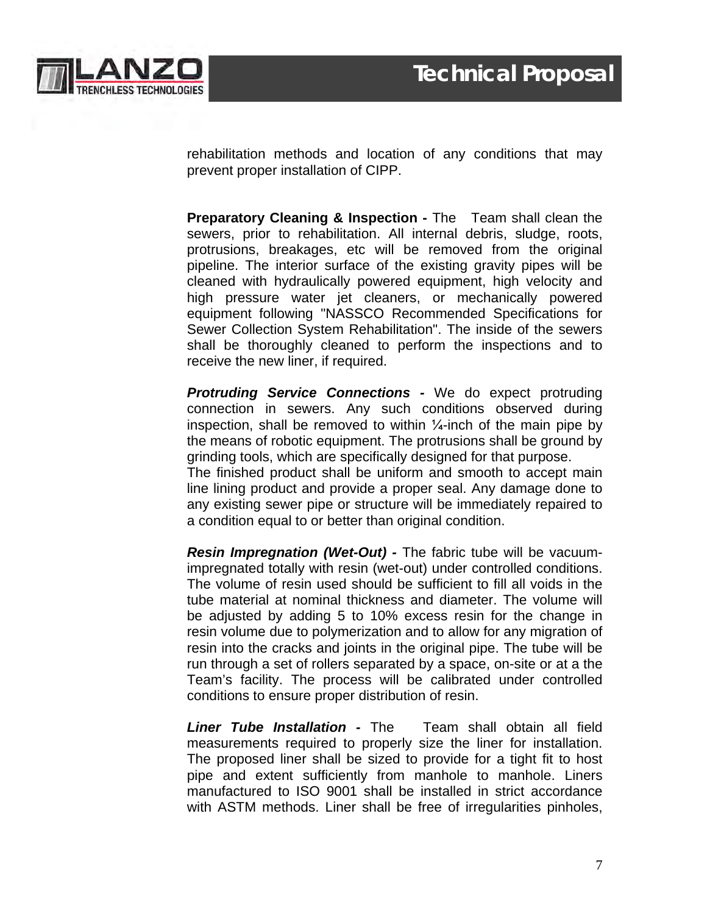rehabilitation methods and location of any conditions that may prevent proper installation of CIPP.

**Preparatory Cleaning & Inspection -** The Team shall clean the sewers, prior to rehabilitation. All internal debris, sludge, roots, protrusions, breakages, etc will be removed from the original pipeline. The interior surface of the existing gravity pipes will be cleaned with hydraulically powered equipment, high velocity and high pressure water jet cleaners, or mechanically powered equipment following "NASSCO Recommended Specifications for Sewer Collection System Rehabilitation". The inside of the sewers shall be thoroughly cleaned to perform the inspections and to receive the new liner, if required.

***Protruding Service Connections -*** We do expect protruding connection in sewers. Any such conditions observed during inspection, shall be removed to within ¼-inch of the main pipe by the means of robotic equipment. The protrusions shall be ground by grinding tools, which are specifically designed for that purpose.
The finished product shall be uniform and smooth to accept main line lining product and provide a proper seal. Any damage done to any existing sewer pipe or structure will be immediately repaired to a condition equal to or better than original condition.

***Resin Impregnation (Wet-Out) -*** The fabric tube will be vacuum-impregnated totally with resin (wet-out) under controlled conditions. The volume of resin used should be sufficient to fill all voids in the tube material at nominal thickness and diameter. The volume will be adjusted by adding 5 to 10% excess resin for the change in resin volume due to polymerization and to allow for any migration of resin into the cracks and joints in the original pipe. The tube will be run through a set of rollers separated by a space, on-site or at a the Team's facility. The process will be calibrated under controlled conditions to ensure proper distribution of resin.

***Liner Tube Installation -*** The Team shall obtain all field measurements required to properly size the liner for installation. The proposed liner shall be sized to provide for a tight fit to host pipe and extent sufficiently from manhole to manhole. Liners manufactured to ISO 9001 shall be installed in strict accordance with ASTM methods. Liner shall be free of irregularities pinholes,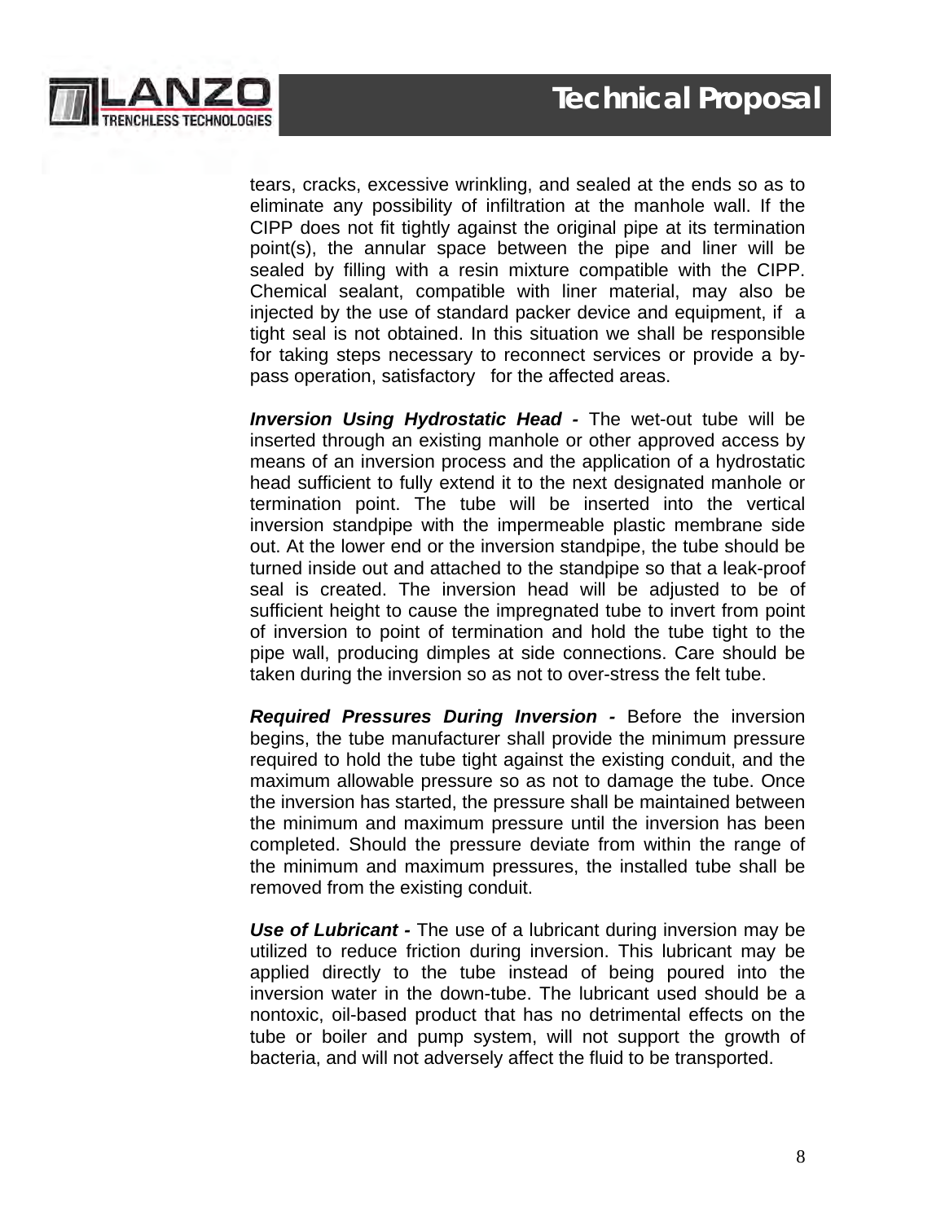tears, cracks, excessive wrinkling, and sealed at the ends so as to eliminate any possibility of infiltration at the manhole wall. If the CIPP does not fit tightly against the original pipe at its termination point(s), the annular space between the pipe and liner will be sealed by filling with a resin mixture compatible with the CIPP. Chemical sealant, compatible with liner material, may also be injected by the use of standard packer device and equipment, if a tight seal is not obtained. In this situation we shall be responsible for taking steps necessary to reconnect services or provide a by-pass operation, satisfactory for the affected areas.

***Inversion Using Hydrostatic Head -*** The wet-out tube will be inserted through an existing manhole or other approved access by means of an inversion process and the application of a hydrostatic head sufficient to fully extend it to the next designated manhole or termination point. The tube will be inserted into the vertical inversion standpipe with the impermeable plastic membrane side out. At the lower end or the inversion standpipe, the tube should be turned inside out and attached to the standpipe so that a leak-proof seal is created. The inversion head will be adjusted to be of sufficient height to cause the impregnated tube to invert from point of inversion to point of termination and hold the tube tight to the pipe wall, producing dimples at side connections. Care should be taken during the inversion so as not to over-stress the felt tube.

***Required Pressures During Inversion -*** Before the inversion begins, the tube manufacturer shall provide the minimum pressure required to hold the tube tight against the existing conduit, and the maximum allowable pressure so as not to damage the tube. Once the inversion has started, the pressure shall be maintained between the minimum and maximum pressure until the inversion has been completed. Should the pressure deviate from within the range of the minimum and maximum pressures, the installed tube shall be removed from the existing conduit.

***Use of Lubricant -*** The use of a lubricant during inversion may be utilized to reduce friction during inversion. This lubricant may be applied directly to the tube instead of being poured into the inversion water in the down-tube. The lubricant used should be a nontoxic, oil-based product that has no detrimental effects on the tube or boiler and pump system, will not support the growth of bacteria, and will not adversely affect the fluid to be transported.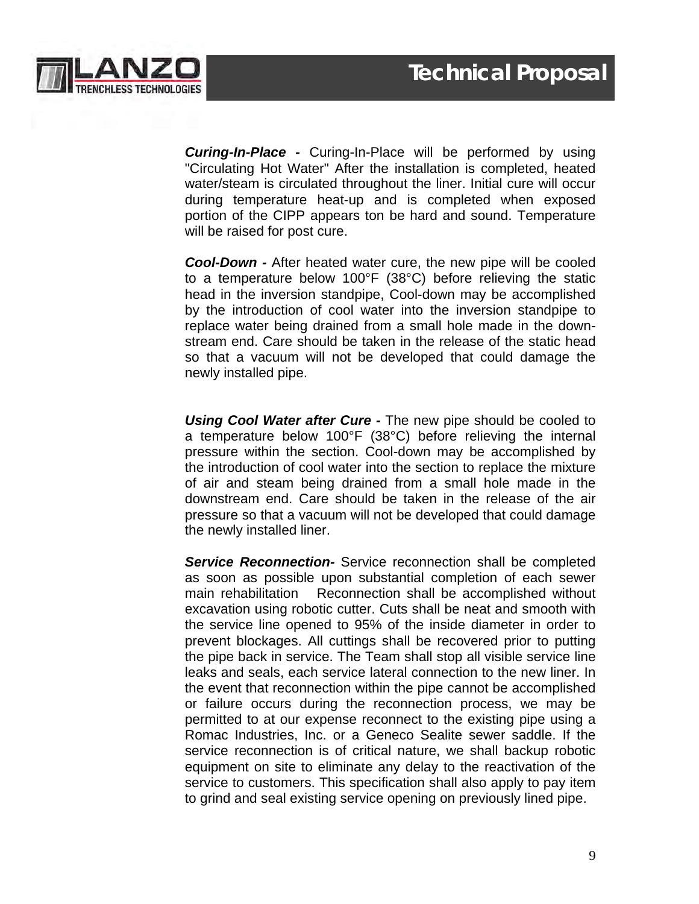***Curing-In-Place -*** Curing-In-Place will be performed by using "Circulating Hot Water" After the installation is completed, heated water/steam is circulated throughout the liner. Initial cure will occur during temperature heat-up and is completed when exposed portion of the CIPP appears ton be hard and sound. Temperature will be raised for post cure.

***Cool-Down -*** After heated water cure, the new pipe will be cooled to a temperature below 100°F (38°C) before relieving the static head in the inversion standpipe, Cool-down may be accomplished by the introduction of cool water into the inversion standpipe to replace water being drained from a small hole made in the down-stream end. Care should be taken in the release of the static head so that a vacuum will not be developed that could damage the newly installed pipe.

***Using Cool Water after Cure -*** The new pipe should be cooled to a temperature below 100°F (38°C) before relieving the internal pressure within the section. Cool-down may be accomplished by the introduction of cool water into the section to replace the mixture of air and steam being drained from a small hole made in the downstream end. Care should be taken in the release of the air pressure so that a vacuum will not be developed that could damage the newly installed liner.

***Service Reconnection-*** Service reconnection shall be completed as soon as possible upon substantial completion of each sewer main rehabilitation Reconnection shall be accomplished without excavation using robotic cutter. Cuts shall be neat and smooth with the service line opened to 95% of the inside diameter in order to prevent blockages. All cuttings shall be recovered prior to putting the pipe back in service. The Team shall stop all visible service line leaks and seals, each service lateral connection to the new liner. In the event that reconnection within the pipe cannot be accomplished or failure occurs during the reconnection process, we may be permitted to at our expense reconnect to the existing pipe using a Romac Industries, Inc. or a Geneco Sealite sewer saddle. If the service reconnection is of critical nature, we shall backup robotic equipment on site to eliminate any delay to the reactivation of the service to customers. This specification shall also apply to pay item to grind and seal existing service opening on previously lined pipe.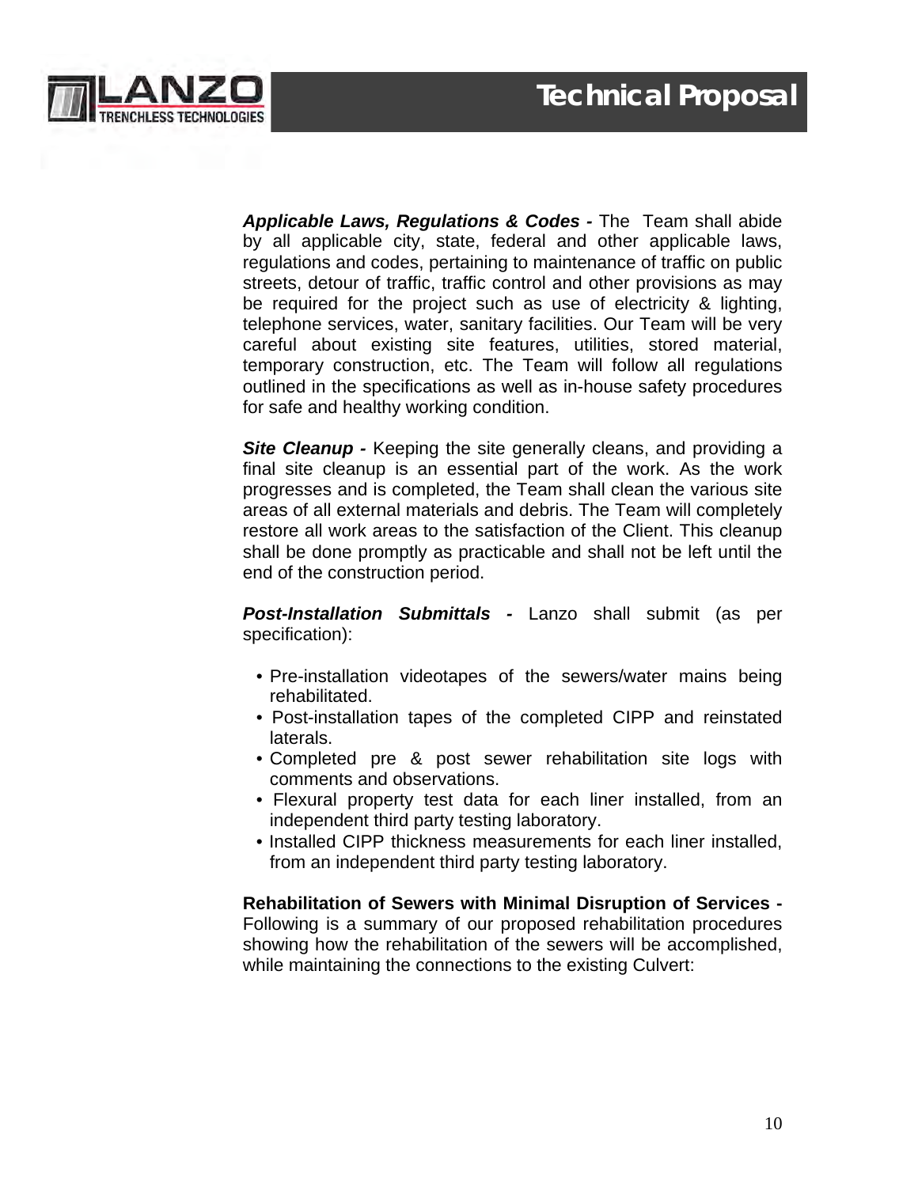**_Applicable Laws, Regulations & Codes -_** The Team shall abide by all applicable city, state, federal and other applicable laws, regulations and codes, pertaining to maintenance of traffic on public streets, detour of traffic, traffic control and other provisions as may be required for the project such as use of electricity & lighting, telephone services, water, sanitary facilities. Our Team will be very careful about existing site features, utilities, stored material, temporary construction, etc. The Team will follow all regulations outlined in the specifications as well as in-house safety procedures for safe and healthy working condition.

**_Site Cleanup -_** Keeping the site generally cleans, and providing a final site cleanup is an essential part of the work. As the work progresses and is completed, the Team shall clean the various site areas of all external materials and debris. The Team will completely restore all work areas to the satisfaction of the Client. This cleanup shall be done promptly as practicable and shall not be left until the end of the construction period.

**_Post-Installation Submittals -_** Lanzo shall submit (as per specification):

- Pre-installation videotapes of the sewers/water mains being rehabilitated.
- Post-installation tapes of the completed CIPP and reinstated laterals.
- Completed pre & post sewer rehabilitation site logs with comments and observations.
- Flexural property test data for each liner installed, from an independent third party testing laboratory.
- Installed CIPP thickness measurements for each liner installed, from an independent third party testing laboratory.

**Rehabilitation of Sewers with Minimal Disruption of Services -** Following is a summary of our proposed rehabilitation procedures showing how the rehabilitation of the sewers will be accomplished, while maintaining the connections to the existing Culvert: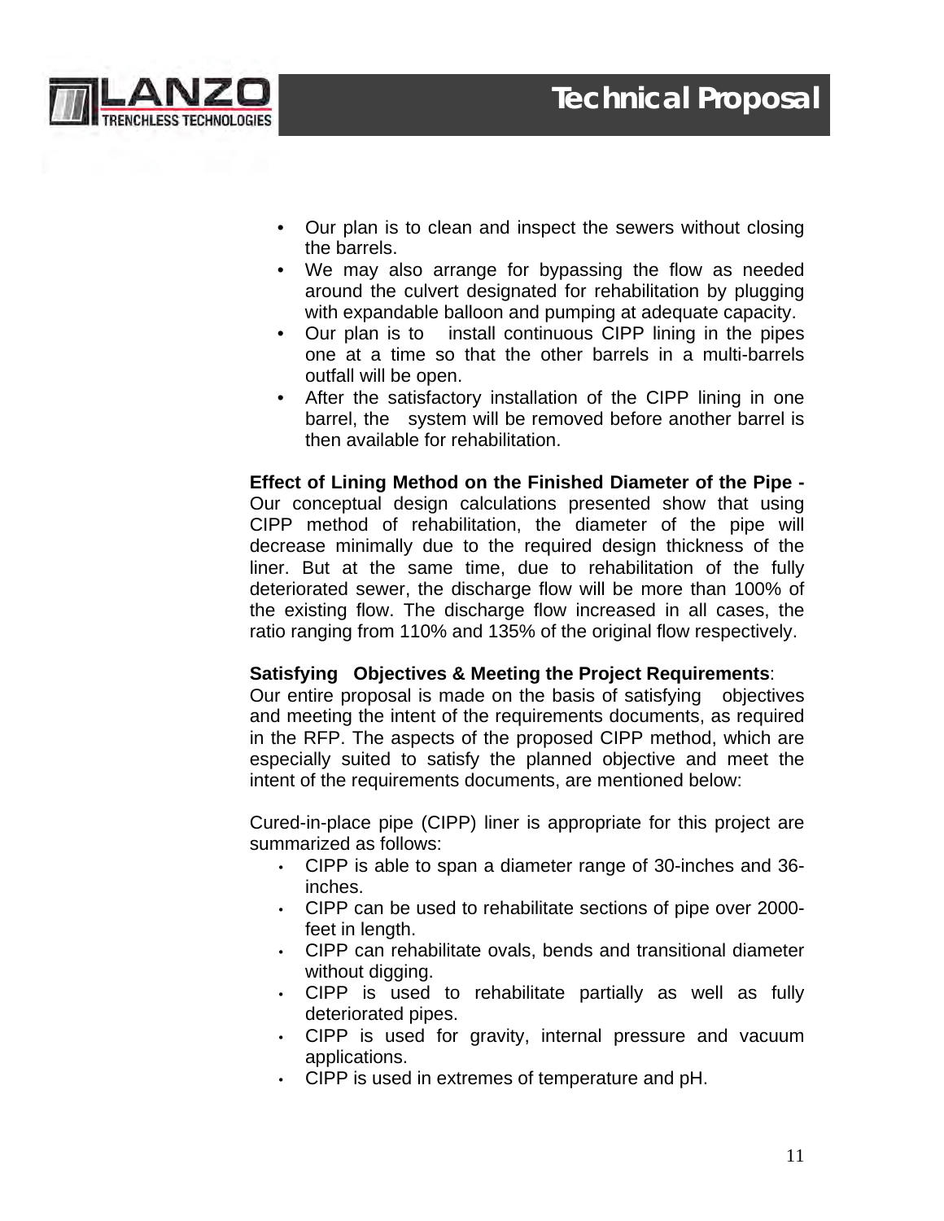- Our plan is to clean and inspect the sewers without closing the barrels.
- We may also arrange for bypassing the flow as needed around the culvert designated for rehabilitation by plugging with expandable balloon and pumping at adequate capacity.
- Our plan is to install continuous CIPP lining in the pipes one at a time so that the other barrels in a multi-barrels outfall will be open.
- After the satisfactory installation of the CIPP lining in one barrel, the system will be removed before another barrel is then available for rehabilitation.

**Effect of Lining Method on the Finished Diameter of the Pipe -** Our conceptual design calculations presented show that using CIPP method of rehabilitation, the diameter of the pipe will decrease minimally due to the required design thickness of the liner. But at the same time, due to rehabilitation of the fully deteriorated sewer, the discharge flow will be more than 100% of the existing flow. The discharge flow increased in all cases, the ratio ranging from 110% and 135% of the original flow respectively.

**Satisfying Objectives & Meeting the Project Requirements**:
Our entire proposal is made on the basis of satisfying objectives and meeting the intent of the requirements documents, as required in the RFP. The aspects of the proposed CIPP method, which are especially suited to satisfy the planned objective and meet the intent of the requirements documents, are mentioned below:

Cured-in-place pipe (CIPP) liner is appropriate for this project are summarized as follows:

- CIPP is able to span a diameter range of 30-inches and 36-inches.
- CIPP can be used to rehabilitate sections of pipe over 2000-feet in length.
- CIPP can rehabilitate ovals, bends and transitional diameter without digging.
- CIPP is used to rehabilitate partially as well as fully deteriorated pipes.
- CIPP is used for gravity, internal pressure and vacuum applications.
- CIPP is used in extremes of temperature and pH.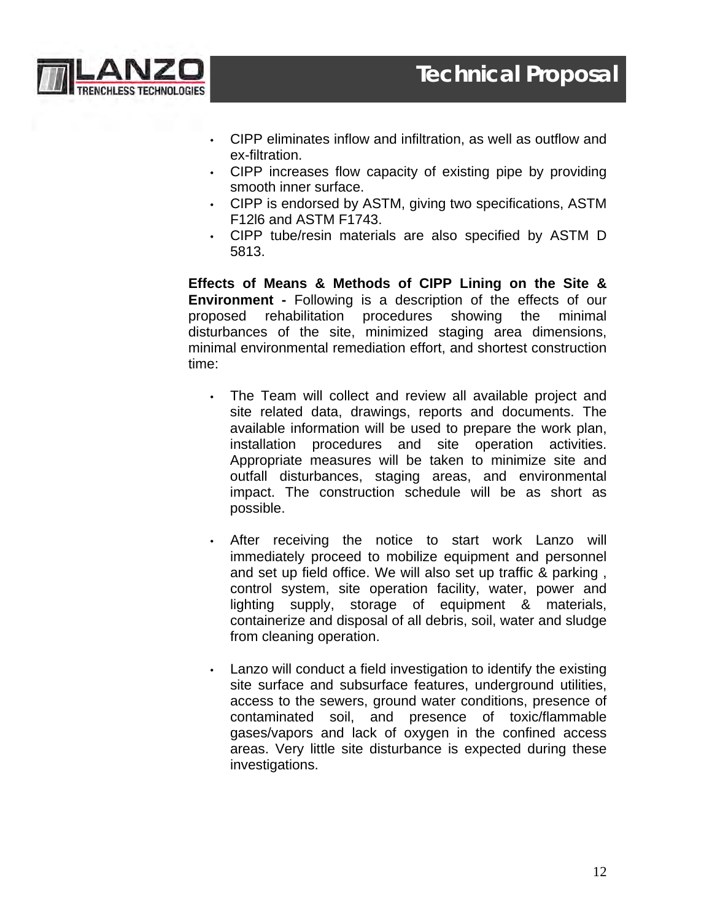- CIPP eliminates inflow and infiltration, as well as outflow and ex-filtration.
- CIPP increases flow capacity of existing pipe by providing smooth inner surface.
- CIPP is endorsed by ASTM, giving two specifications, ASTM F12l6 and ASTM F1743.
- CIPP tube/resin materials are also specified by ASTM D 5813.

**Effects of Means & Methods of CIPP Lining on the Site & Environment -** Following is a description of the effects of our proposed rehabilitation procedures showing the minimal disturbances of the site, minimized staging area dimensions, minimal environmental remediation effort, and shortest construction time:

- The Team will collect and review all available project and site related data, drawings, reports and documents. The available information will be used to prepare the work plan, installation procedures and site operation activities. Appropriate measures will be taken to minimize site and outfall disturbances, staging areas, and environmental impact. The construction schedule will be as short as possible.

- After receiving the notice to start work Lanzo will immediately proceed to mobilize equipment and personnel and set up field office. We will also set up traffic & parking , control system, site operation facility, water, power and lighting supply, storage of equipment & materials, containerize and disposal of all debris, soil, water and sludge from cleaning operation.

- Lanzo will conduct a field investigation to identify the existing site surface and subsurface features, underground utilities, access to the sewers, ground water conditions, presence of contaminated soil, and presence of toxic/flammable gases/vapors and lack of oxygen in the confined access areas. Very little site disturbance is expected during these investigations.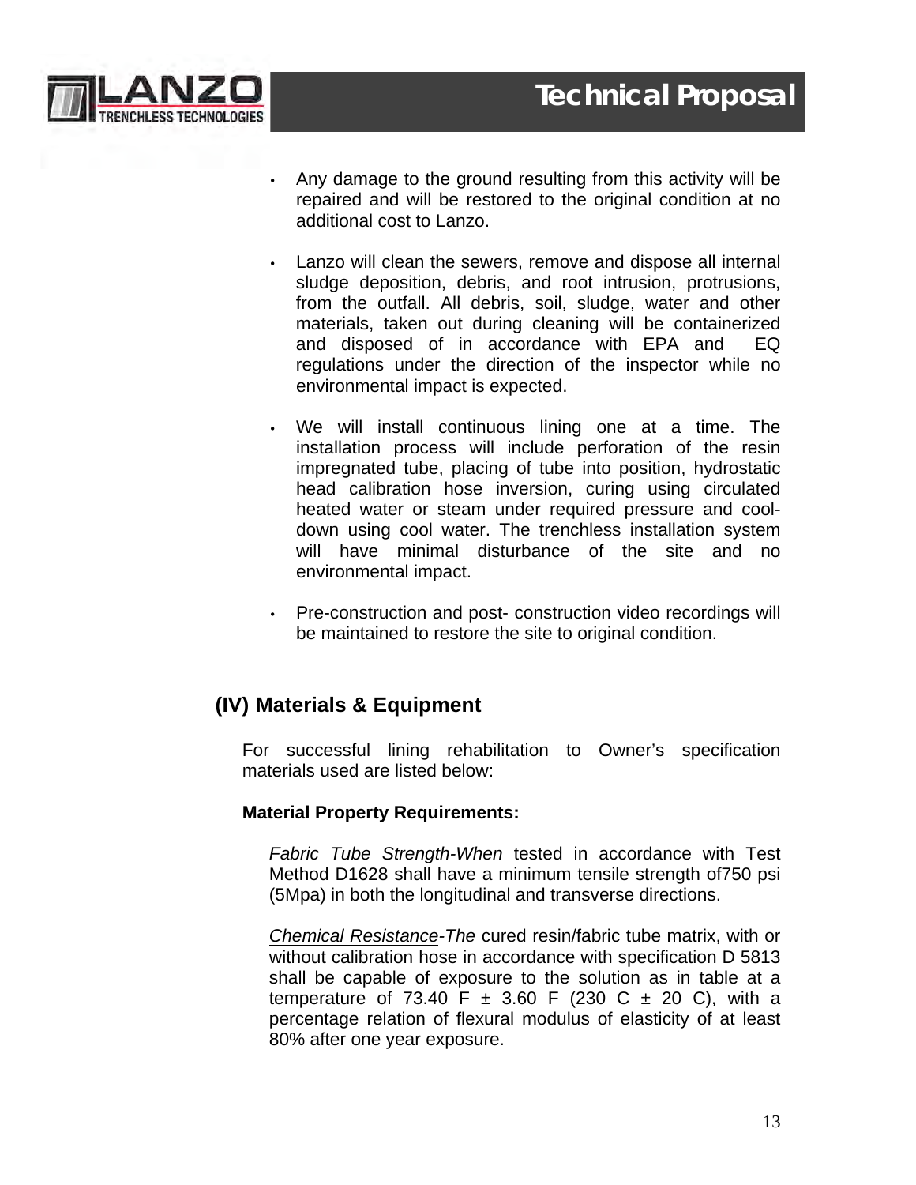- Any damage to the ground resulting from this activity will be repaired and will be restored to the original condition at no additional cost to Lanzo.

- Lanzo will clean the sewers, remove and dispose all internal sludge deposition, debris, and root intrusion, protrusions, from the outfall. All debris, soil, sludge, water and other materials, taken out during cleaning will be containerized and disposed of in accordance with EPA and EQ regulations under the direction of the inspector while no environmental impact is expected.

- We will install continuous lining one at a time. The installation process will include perforation of the resin impregnated tube, placing of tube into position, hydrostatic head calibration hose inversion, curing using circulated heated water or steam under required pressure and cool-down using cool water. The trenchless installation system will have minimal disturbance of the site and no environmental impact.

- Pre-construction and post- construction video recordings will be maintained to restore the site to original condition.

## (IV) Materials & Equipment

For successful lining rehabilitation to Owner's specification materials used are listed below:

**Material Property Requirements:**

*Fabric Tube Strength-When* tested in accordance with Test Method D1628 shall have a minimum tensile strength of750 psi (5Mpa) in both the longitudinal and transverse directions.

*Chemical Resistance-The* cured resin/fabric tube matrix, with or without calibration hose in accordance with specification D 5813 shall be capable of exposure to the solution as in table at a temperature of 73.40 F ± 3.60 F (230 C ± 20 C), with a percentage relation of flexural modulus of elasticity of at least 80% after one year exposure.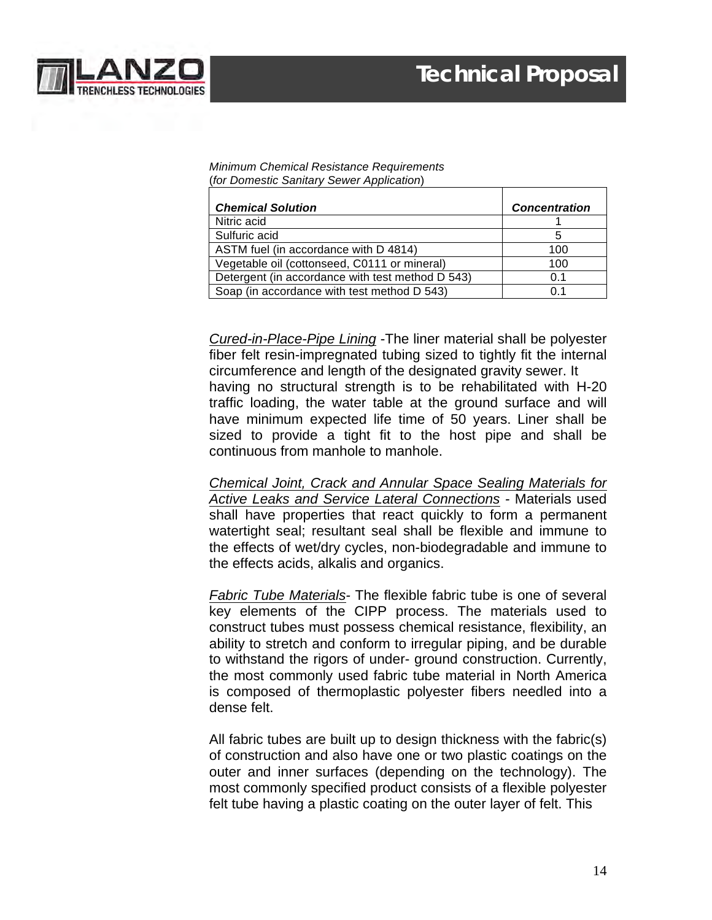*Minimum Chemical Resistance Requirements*
(*for Domestic Sanitary Sewer Application*)

| ***Chemical Solution*** | ***Concentration*** |
|---|---|
| Nitric acid | 1 |
| Sulfuric acid | 5 |
| ASTM fuel (in accordance with D 4814) | 100 |
| Vegetable oil (cottonseed, C0111 or mineral) | 100 |
| Detergent (in accordance with test method D 543) | 0.1 |
| Soap (in accordance with test method D 543) | 0.1 |

*Cured-in-Place-Pipe Lining* -The liner material shall be polyester fiber felt resin-impregnated tubing sized to tightly fit the internal circumference and length of the designated gravity sewer. It having no structural strength is to be rehabilitated with H-20 traffic loading, the water table at the ground surface and will have minimum expected life time of 50 years. Liner shall be sized to provide a tight fit to the host pipe and shall be continuous from manhole to manhole.

*Chemical Joint, Crack and Annular Space Sealing Materials for Active Leaks and Service Lateral Connections* - Materials used shall have properties that react quickly to form a permanent watertight seal; resultant seal shall be flexible and immune to the effects of wet/dry cycles, non-biodegradable and immune to the effects acids, alkalis and organics.

*Fabric Tube Materials*- The flexible fabric tube is one of several key elements of the CIPP process. The materials used to construct tubes must possess chemical resistance, flexibility, an ability to stretch and conform to irregular piping, and be durable to withstand the rigors of under- ground construction. Currently, the most commonly used fabric tube material in North America is composed of thermoplastic polyester fibers needled into a dense felt.

All fabric tubes are built up to design thickness with the fabric(s) of construction and also have one or two plastic coatings on the outer and inner surfaces (depending on the technology). The most commonly specified product consists of a flexible polyester felt tube having a plastic coating on the outer layer of felt. This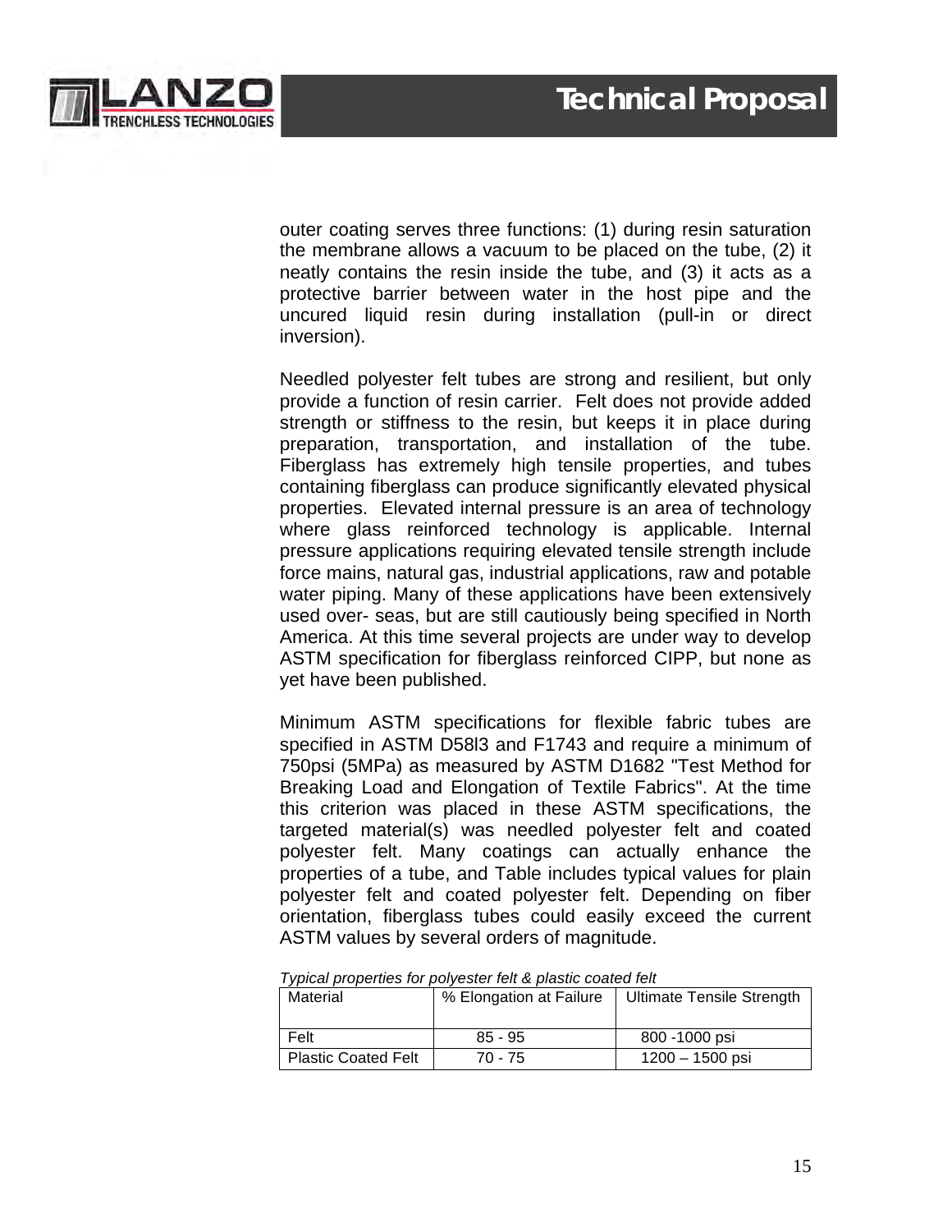outer coating serves three functions: (1) during resin saturation the membrane allows a vacuum to be placed on the tube, (2) it neatly contains the resin inside the tube, and (3) it acts as a protective barrier between water in the host pipe and the uncured liquid resin during installation (pull-in or direct inversion).

Needled polyester felt tubes are strong and resilient, but only provide a function of resin carrier. Felt does not provide added strength or stiffness to the resin, but keeps it in place during preparation, transportation, and installation of the tube. Fiberglass has extremely high tensile properties, and tubes containing fiberglass can produce significantly elevated physical properties. Elevated internal pressure is an area of technology where glass reinforced technology is applicable. Internal pressure applications requiring elevated tensile strength include force mains, natural gas, industrial applications, raw and potable water piping. Many of these applications have been extensively used over- seas, but are still cautiously being specified in North America. At this time several projects are under way to develop ASTM specification for fiberglass reinforced CIPP, but none as yet have been published.

Minimum ASTM specifications for flexible fabric tubes are specified in ASTM D58l3 and F1743 and require a minimum of 750psi (5MPa) as measured by ASTM D1682 "Test Method for Breaking Load and Elongation of Textile Fabrics". At the time this criterion was placed in these ASTM specifications, the targeted material(s) was needled polyester felt and coated polyester felt. Many coatings can actually enhance the properties of a tube, and Table includes typical values for plain polyester felt and coated polyester felt. Depending on fiber orientation, fiberglass tubes could easily exceed the current ASTM values by several orders of magnitude.

*Typical properties for polyester felt & plastic coated felt*

| Material | % Elongation at Failure | Ultimate Tensile Strength |
|---|---|---|
| Felt | 85 - 95 | 800 -1000 psi |
| Plastic Coated Felt | 70 - 75 | 1200 – 1500 psi |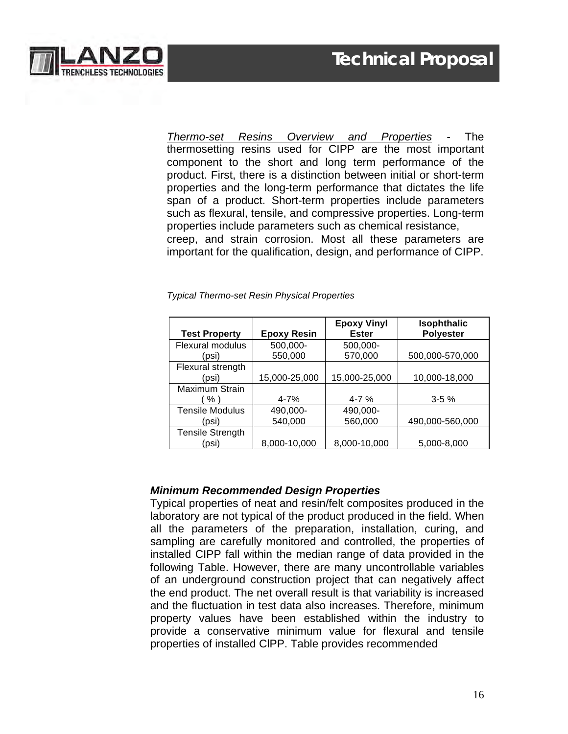*Thermo-set Resins Overview and Properties* - The thermosetting resins used for CIPP are the most important component to the short and long term performance of the product. First, there is a distinction between initial or short-term properties and the long-term performance that dictates the life span of a product. Short-term properties include parameters such as flexural, tensile, and compressive properties. Long-term properties include parameters such as chemical resistance, creep, and strain corrosion. Most all these parameters are important for the qualification, design, and performance of CIPP.

*Typical Thermo-set Resin Physical Properties*

| Test Property | Epoxy Resin | Epoxy Vinyl Ester | Isophthalic Polyester |
|---|---|---|---|
| Flexural modulus (psi) | 500,000-550,000 | 500,000-570,000 | 500,000-570,000 |
| Flexural strength (psi) | 15,000-25,000 | 15,000-25,000 | 10,000-18,000 |
| Maximum Strain ( % ) | 4-7% | 4-7 % | 3-5 % |
| Tensile Modulus (psi) | 490,000-540,000 | 490,000-560,000 | 490,000-560,000 |
| Tensile Strength (psi) | 8,000-10,000 | 8,000-10,000 | 5,000-8,000 |

***Minimum Recommended Design Properties***

Typical properties of neat and resin/felt composites produced in the laboratory are not typical of the product produced in the field. When all the parameters of the preparation, installation, curing, and sampling are carefully monitored and controlled, the properties of installed CIPP fall within the median range of data provided in the following Table. However, there are many uncontrollable variables of an underground construction project that can negatively affect the end product. The net overall result is that variability is increased and the fluctuation in test data also increases. Therefore, minimum property values have been established within the industry to provide a conservative minimum value for flexural and tensile properties of installed CIPP. Table provides recommended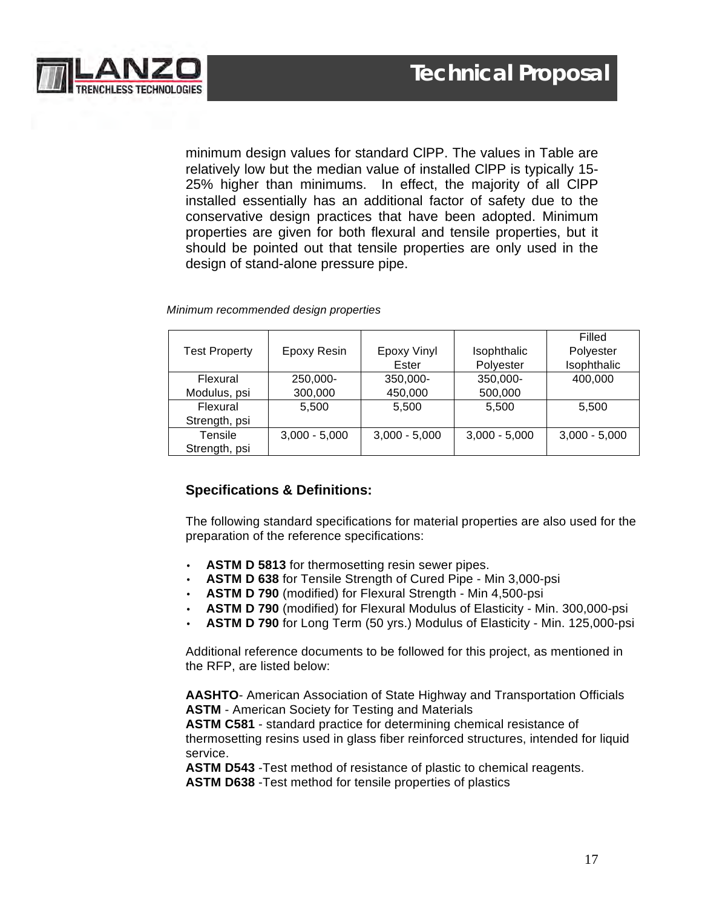minimum design values for standard ClPP. The values in Table are relatively low but the median value of installed ClPP is typically 15-25% higher than minimums. In effect, the majority of all ClPP installed essentially has an additional factor of safety due to the conservative design practices that have been adopted. Minimum properties are given for both flexural and tensile properties, but it should be pointed out that tensile properties are only used in the design of stand-alone pressure pipe.

*Minimum recommended design properties*

| Test Property | Epoxy Resin | Epoxy Vinyl Ester | Isophthalic Polyester | Filled Polyester Isophthalic |
|---|---|---|---|---|
| Flexural Modulus, psi | 250,000-300,000 | 350,000-450,000 | 350,000-500,000 | 400,000 |
| Flexural Strength, psi | 5,500 | 5,500 | 5,500 | 5,500 |
| Tensile Strength, psi | 3,000 - 5,000 | 3,000 - 5,000 | 3,000 - 5,000 | 3,000 - 5,000 |

### Specifications & Definitions:

The following standard specifications for material properties are also used for the preparation of the reference specifications:

- **ASTM D 5813** for thermosetting resin sewer pipes.
- **ASTM D 638** for Tensile Strength of Cured Pipe - Min 3,000-psi
- **ASTM D 790** (modified) for Flexural Strength - Min 4,500-psi
- **ASTM D 790** (modified) for Flexural Modulus of Elasticity - Min. 300,000-psi
- **ASTM D 790** for Long Term (50 yrs.) Modulus of Elasticity - Min. 125,000-psi

Additional reference documents to be followed for this project, as mentioned in the RFP, are listed below:

**AASHTO**- American Association of State Highway and Transportation Officials
**ASTM** - American Society for Testing and Materials
**ASTM C581** - standard practice for determining chemical resistance of thermosetting resins used in glass fiber reinforced structures, intended for liquid service.
**ASTM D543** -Test method of resistance of plastic to chemical reagents.
**ASTM D638** -Test method for tensile properties of plastics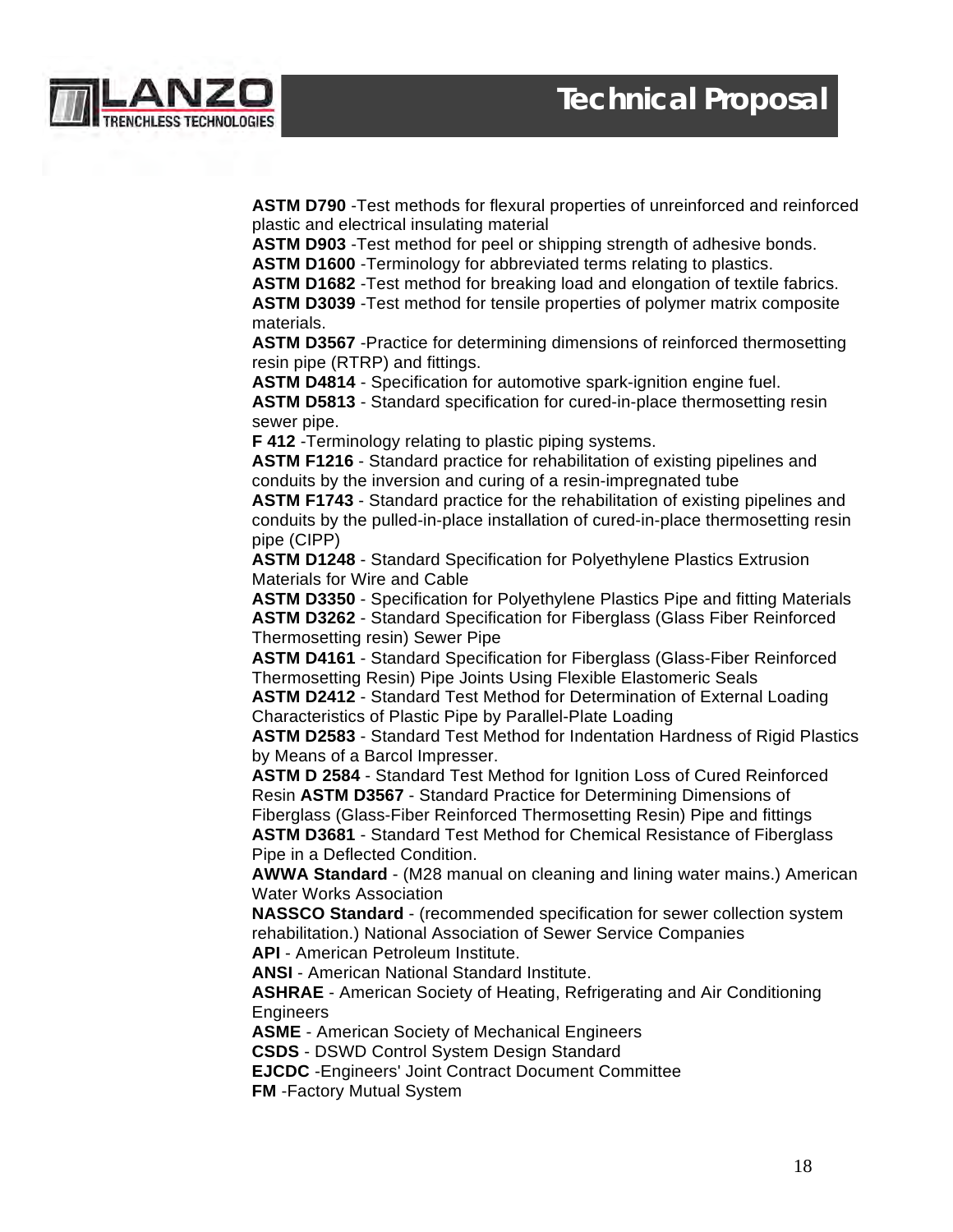**ASTM D790** -Test methods for flexural properties of unreinforced and reinforced plastic and electrical insulating material
**ASTM D903** -Test method for peel or shipping strength of adhesive bonds.
**ASTM D1600** -Terminology for abbreviated terms relating to plastics.
**ASTM D1682** -Test method for breaking load and elongation of textile fabrics.
**ASTM D3039** -Test method for tensile properties of polymer matrix composite materials.
**ASTM D3567** -Practice for determining dimensions of reinforced thermosetting resin pipe (RTRP) and fittings.
**ASTM D4814** - Specification for automotive spark-ignition engine fuel.
**ASTM D5813** - Standard specification for cured-in-place thermosetting resin sewer pipe.
**F 412** -Terminology relating to plastic piping systems.
**ASTM F1216** - Standard practice for rehabilitation of existing pipelines and conduits by the inversion and curing of a resin-impregnated tube
**ASTM F1743** - Standard practice for the rehabilitation of existing pipelines and conduits by the pulled-in-place installation of cured-in-place thermosetting resin pipe (CIPP)
**ASTM D1248** - Standard Specification for Polyethylene Plastics Extrusion Materials for Wire and Cable
**ASTM D3350** - Specification for Polyethylene Plastics Pipe and fitting Materials
**ASTM D3262** - Standard Specification for Fiberglass (Glass Fiber Reinforced Thermosetting resin) Sewer Pipe
**ASTM D4161** - Standard Specification for Fiberglass (Glass-Fiber Reinforced Thermosetting Resin) Pipe Joints Using Flexible Elastomeric Seals
**ASTM D2412** - Standard Test Method for Determination of External Loading Characteristics of Plastic Pipe by Parallel-Plate Loading
**ASTM D2583** - Standard Test Method for Indentation Hardness of Rigid Plastics by Means of a Barcol Impresser.
**ASTM D 2584** - Standard Test Method for Ignition Loss of Cured Reinforced Resin **ASTM D3567** - Standard Practice for Determining Dimensions of Fiberglass (Glass-Fiber Reinforced Thermosetting Resin) Pipe and fittings
**ASTM D3681** - Standard Test Method for Chemical Resistance of Fiberglass Pipe in a Deflected Condition.
**AWWA Standard** - (M28 manual on cleaning and lining water mains.) American Water Works Association
**NASSCO Standard** - (recommended specification for sewer collection system rehabilitation.) National Association of Sewer Service Companies
**API** - American Petroleum Institute.
**ANSI** - American National Standard Institute.
**ASHRAE** - American Society of Heating, Refrigerating and Air Conditioning Engineers
**ASME** - American Society of Mechanical Engineers
**CSDS** - DSWD Control System Design Standard
**EJCDC** -Engineers' Joint Contract Document Committee
**FM** -Factory Mutual System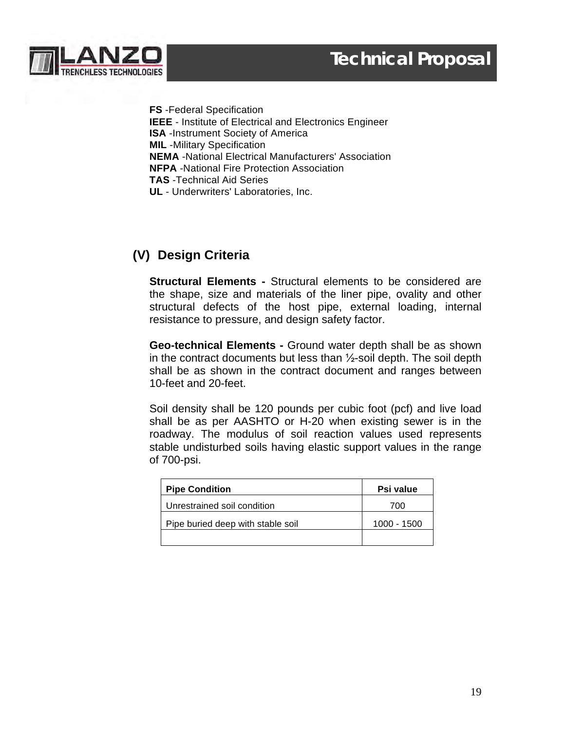**FS** -Federal Specification
**IEEE** - Institute of Electrical and Electronics Engineer
**ISA** -Instrument Society of America
**MIL** -Military Specification
**NEMA** -National Electrical Manufacturers' Association
**NFPA** -National Fire Protection Association
**TAS** -Technical Aid Series
**UL** - Underwriters' Laboratories, Inc.

## (V) Design Criteria

**Structural Elements -** Structural elements to be considered are the shape, size and materials of the liner pipe, ovality and other structural defects of the host pipe, external loading, internal resistance to pressure, and design safety factor.

**Geo-technical Elements -** Ground water depth shall be as shown in the contract documents but less than ½-soil depth. The soil depth shall be as shown in the contract document and ranges between 10-feet and 20-feet.

Soil density shall be 120 pounds per cubic foot (pcf) and live load shall be as per AASHTO or H-20 when existing sewer is in the roadway. The modulus of soil reaction values used represents stable undisturbed soils having elastic support values in the range of 700-psi.

| Pipe Condition | Psi value |
|---|---|
| Unrestrained soil condition | 700 |
| Pipe buried deep with stable soil | 1000 - 1500 |
| | |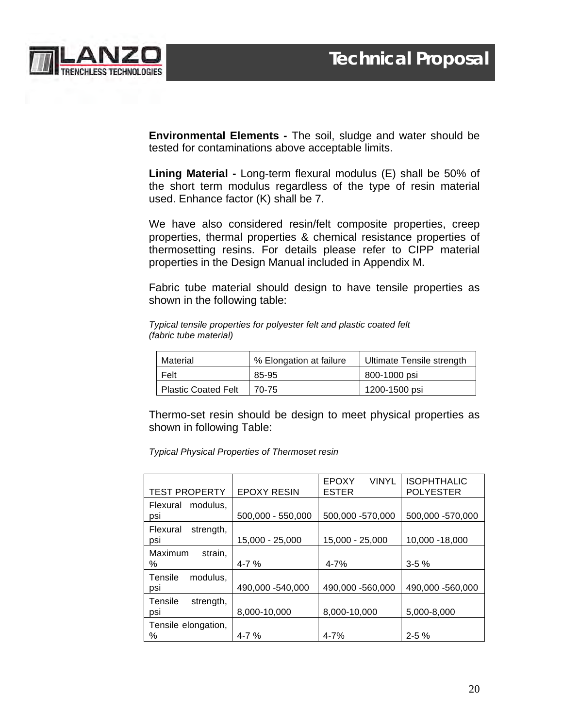**Environmental Elements -** The soil, sludge and water should be tested for contaminations above acceptable limits.

**Lining Material -** Long-term flexural modulus (E) shall be 50% of the short term modulus regardless of the type of resin material used. Enhance factor (K) shall be 7.

We have also considered resin/felt composite properties, creep properties, thermal properties & chemical resistance properties of thermosetting resins. For details please refer to CIPP material properties in the Design Manual included in Appendix M.

Fabric tube material should design to have tensile properties as shown in the following table:

*Typical tensile properties for polyester felt and plastic coated felt (fabric tube material)*

| Material | % Elongation at failure | Ultimate Tensile strength |
|---|---|---|
| Felt | 85-95 | 800-1000 psi |
| Plastic Coated Felt | 70-75 | 1200-1500 psi |

Thermo-set resin should be design to meet physical properties as shown in following Table:

*Typical Physical Properties of Thermoset resin*

| TEST PROPERTY | EPOXY RESIN | EPOXY VINYL ESTER | ISOPHTHALIC POLYESTER |
|---|---|---|---|
| Flexural modulus, psi | 500,000 - 550,000 | 500,000 -570,000 | 500,000 -570,000 |
| Flexural strength, psi | 15,000 - 25,000 | 15,000 - 25,000 | 10,000 -18,000 |
| Maximum strain, % | 4-7 % | 4-7% | 3-5 % |
| Tensile modulus, psi | 490,000 -540,000 | 490,000 -560,000 | 490,000 -560,000 |
| Tensile strength, psi | 8,000-10,000 | 8,000-10,000 | 5,000-8,000 |
| Tensile elongation, % | 4-7 % | 4-7% | 2-5 % |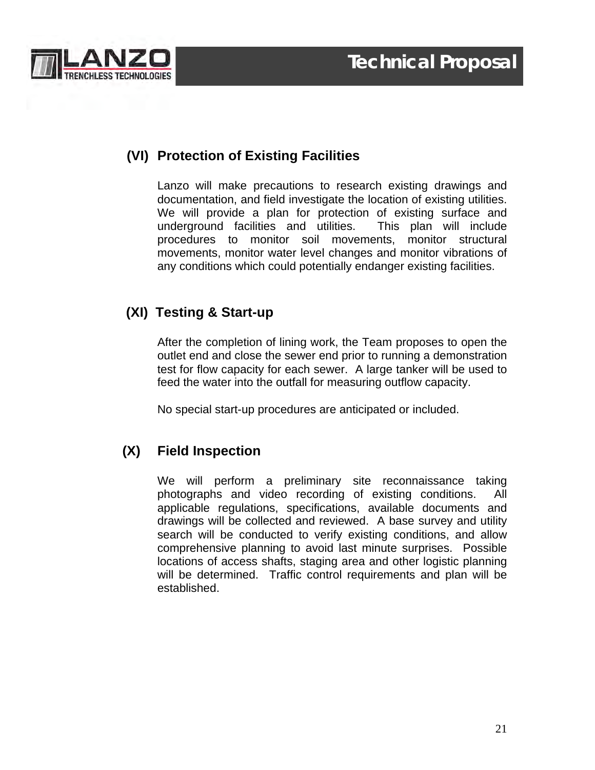## (VI) Protection of Existing Facilities

Lanzo will make precautions to research existing drawings and documentation, and field investigate the location of existing utilities. We will provide a plan for protection of existing surface and underground facilities and utilities. This plan will include procedures to monitor soil movements, monitor structural movements, monitor water level changes and monitor vibrations of any conditions which could potentially endanger existing facilities.

## (XI) Testing & Start-up

After the completion of lining work, the Team proposes to open the outlet end and close the sewer end prior to running a demonstration test for flow capacity for each sewer. A large tanker will be used to feed the water into the outfall for measuring outflow capacity.

No special start-up procedures are anticipated or included.

## (X) Field Inspection

We will perform a preliminary site reconnaissance taking photographs and video recording of existing conditions. All applicable regulations, specifications, available documents and drawings will be collected and reviewed. A base survey and utility search will be conducted to verify existing conditions, and allow comprehensive planning to avoid last minute surprises. Possible locations of access shafts, staging area and other logistic planning will be determined. Traffic control requirements and plan will be established.